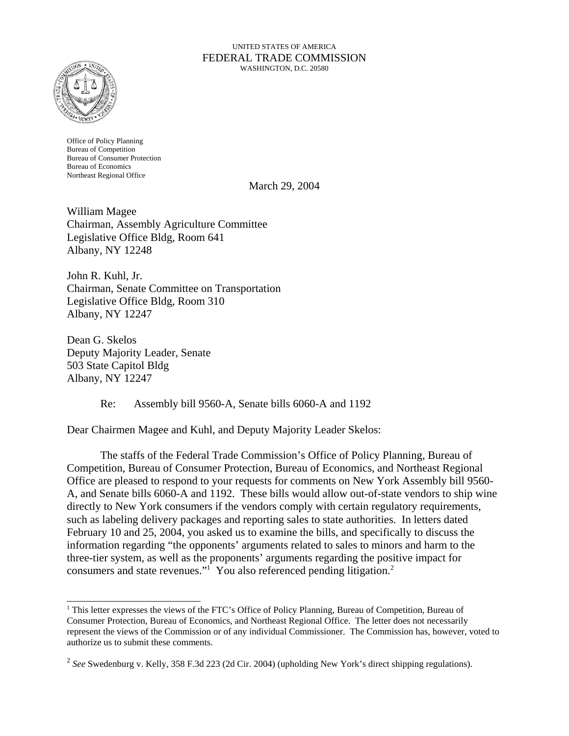UNITED STATES OF AMERICA
FEDERAL TRADE COMMISSION
WASHINGTON, D.C. 20580

Office of Policy Planning
Bureau of Competition
Bureau of Consumer Protection
Bureau of Economics
Northeast Regional Office

March 29, 2004

William Magee
Chairman, Assembly Agriculture Committee
Legislative Office Bldg, Room 641
Albany, NY 12248

John R. Kuhl, Jr.
Chairman, Senate Committee on Transportation
Legislative Office Bldg, Room 310
Albany, NY 12247

Dean G. Skelos
Deputy Majority Leader, Senate
503 State Capitol Bldg
Albany, NY 12247

Re: Assembly bill 9560-A, Senate bills 6060-A and 1192

Dear Chairmen Magee and Kuhl, and Deputy Majority Leader Skelos:

The staffs of the Federal Trade Commission's Office of Policy Planning, Bureau of Competition, Bureau of Consumer Protection, Bureau of Economics, and Northeast Regional Office are pleased to respond to your requests for comments on New York Assembly bill 9560-A, and Senate bills 6060-A and 1192. These bills would allow out-of-state vendors to ship wine directly to New York consumers if the vendors comply with certain regulatory requirements, such as labeling delivery packages and reporting sales to state authorities. In letters dated February 10 and 25, 2004, you asked us to examine the bills, and specifically to discuss the information regarding "the opponents' arguments related to sales to minors and harm to the three-tier system, as well as the proponents' arguments regarding the positive impact for consumers and state revenues."[1] You also referenced pending litigation.[2]

---

[1] This letter expresses the views of the FTC's Office of Policy Planning, Bureau of Competition, Bureau of Consumer Protection, Bureau of Economics, and Northeast Regional Office. The letter does not necessarily represent the views of the Commission or of any individual Commissioner. The Commission has, however, voted to authorize us to submit these comments.

[2] *See* Swedenburg v. Kelly, 358 F.3d 223 (2d Cir. 2004) (upholding New York's direct shipping regulations).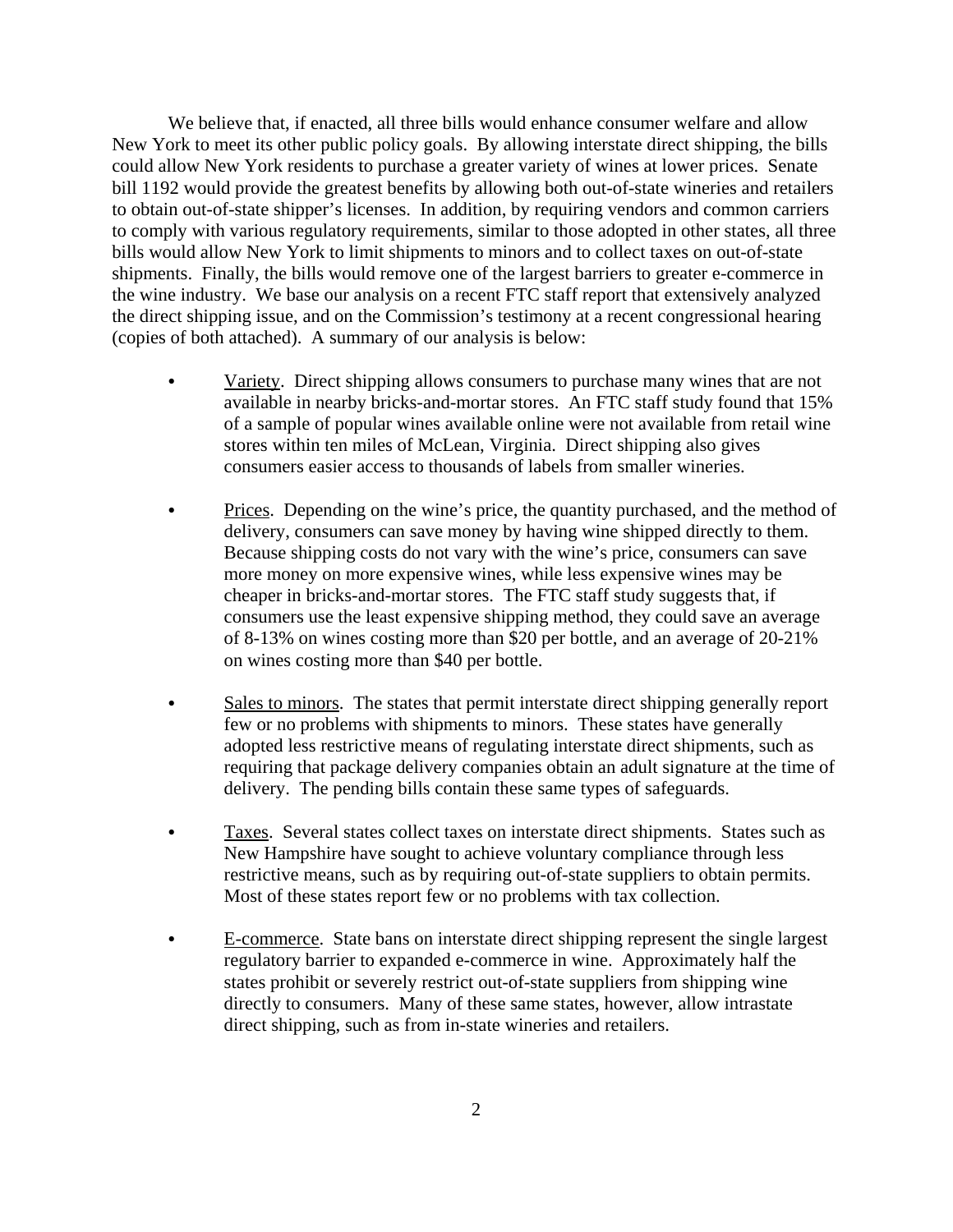We believe that, if enacted, all three bills would enhance consumer welfare and allow New York to meet its other public policy goals. By allowing interstate direct shipping, the bills could allow New York residents to purchase a greater variety of wines at lower prices. Senate bill 1192 would provide the greatest benefits by allowing both out-of-state wineries and retailers to obtain out-of-state shipper's licenses. In addition, by requiring vendors and common carriers to comply with various regulatory requirements, similar to those adopted in other states, all three bills would allow New York to limit shipments to minors and to collect taxes on out-of-state shipments. Finally, the bills would remove one of the largest barriers to greater e-commerce in the wine industry. We base our analysis on a recent FTC staff report that extensively analyzed the direct shipping issue, and on the Commission's testimony at a recent congressional hearing (copies of both attached). A summary of our analysis is below:

- Variety. Direct shipping allows consumers to purchase many wines that are not available in nearby bricks-and-mortar stores. An FTC staff study found that 15% of a sample of popular wines available online were not available from retail wine stores within ten miles of McLean, Virginia. Direct shipping also gives consumers easier access to thousands of labels from smaller wineries.

- Prices. Depending on the wine's price, the quantity purchased, and the method of delivery, consumers can save money by having wine shipped directly to them. Because shipping costs do not vary with the wine's price, consumers can save more money on more expensive wines, while less expensive wines may be cheaper in bricks-and-mortar stores. The FTC staff study suggests that, if consumers use the least expensive shipping method, they could save an average of 8-13% on wines costing more than $20 per bottle, and an average of 20-21% on wines costing more than $40 per bottle.

- Sales to minors. The states that permit interstate direct shipping generally report few or no problems with shipments to minors. These states have generally adopted less restrictive means of regulating interstate direct shipments, such as requiring that package delivery companies obtain an adult signature at the time of delivery. The pending bills contain these same types of safeguards.

- Taxes. Several states collect taxes on interstate direct shipments. States such as New Hampshire have sought to achieve voluntary compliance through less restrictive means, such as by requiring out-of-state suppliers to obtain permits. Most of these states report few or no problems with tax collection.

- E-commerce. State bans on interstate direct shipping represent the single largest regulatory barrier to expanded e-commerce in wine. Approximately half the states prohibit or severely restrict out-of-state suppliers from shipping wine directly to consumers. Many of these same states, however, allow intrastate direct shipping, such as from in-state wineries and retailers.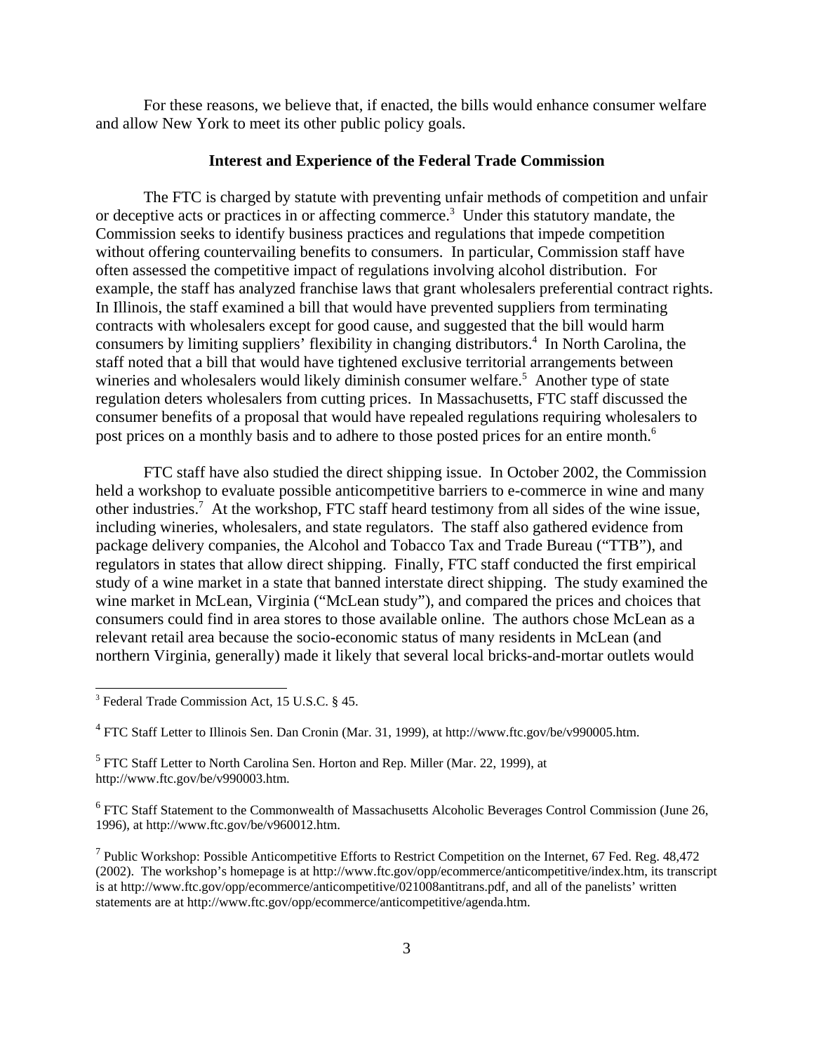For these reasons, we believe that, if enacted, the bills would enhance consumer welfare and allow New York to meet its other public policy goals.

## Interest and Experience of the Federal Trade Commission

The FTC is charged by statute with preventing unfair methods of competition and unfair or deceptive acts or practices in or affecting commerce.[3] Under this statutory mandate, the Commission seeks to identify business practices and regulations that impede competition without offering countervailing benefits to consumers. In particular, Commission staff have often assessed the competitive impact of regulations involving alcohol distribution. For example, the staff has analyzed franchise laws that grant wholesalers preferential contract rights. In Illinois, the staff examined a bill that would have prevented suppliers from terminating contracts with wholesalers except for good cause, and suggested that the bill would harm consumers by limiting suppliers' flexibility in changing distributors.[4] In North Carolina, the staff noted that a bill that would have tightened exclusive territorial arrangements between wineries and wholesalers would likely diminish consumer welfare.[5] Another type of state regulation deters wholesalers from cutting prices. In Massachusetts, FTC staff discussed the consumer benefits of a proposal that would have repealed regulations requiring wholesalers to post prices on a monthly basis and to adhere to those posted prices for an entire month.[6]

FTC staff have also studied the direct shipping issue. In October 2002, the Commission held a workshop to evaluate possible anticompetitive barriers to e-commerce in wine and many other industries.[7] At the workshop, FTC staff heard testimony from all sides of the wine issue, including wineries, wholesalers, and state regulators. The staff also gathered evidence from package delivery companies, the Alcohol and Tobacco Tax and Trade Bureau ("TTB"), and regulators in states that allow direct shipping. Finally, FTC staff conducted the first empirical study of a wine market in a state that banned interstate direct shipping. The study examined the wine market in McLean, Virginia ("McLean study"), and compared the prices and choices that consumers could find in area stores to those available online. The authors chose McLean as a relevant retail area because the socio-economic status of many residents in McLean (and northern Virginia, generally) made it likely that several local bricks-and-mortar outlets would

---

[3] Federal Trade Commission Act, 15 U.S.C. § 45.

[4] FTC Staff Letter to Illinois Sen. Dan Cronin (Mar. 31, 1999), at http://www.ftc.gov/be/v990005.htm.

[5] FTC Staff Letter to North Carolina Sen. Horton and Rep. Miller (Mar. 22, 1999), at http://www.ftc.gov/be/v990003.htm.

[6] FTC Staff Statement to the Commonwealth of Massachusetts Alcoholic Beverages Control Commission (June 26, 1996), at http://www.ftc.gov/be/v960012.htm.

[7] Public Workshop: Possible Anticompetitive Efforts to Restrict Competition on the Internet, 67 Fed. Reg. 48,472 (2002). The workshop's homepage is at http://www.ftc.gov/opp/ecommerce/anticompetitive/index.htm, its transcript is at http://www.ftc.gov/opp/ecommerce/anticompetitive/021008antitrans.pdf, and all of the panelists' written statements are at http://www.ftc.gov/opp/ecommerce/anticompetitive/agenda.htm.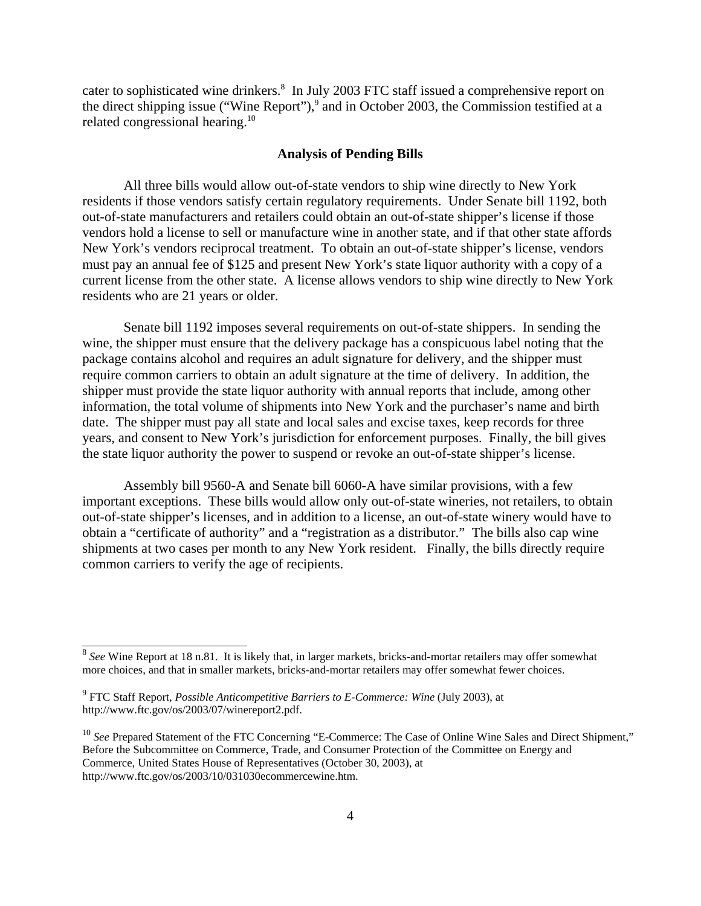cater to sophisticated wine drinkers.[8] In July 2003 FTC staff issued a comprehensive report on the direct shipping issue ("Wine Report"),[9] and in October 2003, the Commission testified at a related congressional hearing.[10]

## Analysis of Pending Bills

All three bills would allow out-of-state vendors to ship wine directly to New York residents if those vendors satisfy certain regulatory requirements. Under Senate bill 1192, both out-of-state manufacturers and retailers could obtain an out-of-state shipper's license if those vendors hold a license to sell or manufacture wine in another state, and if that other state affords New York's vendors reciprocal treatment. To obtain an out-of-state shipper's license, vendors must pay an annual fee of $125 and present New York's state liquor authority with a copy of a current license from the other state. A license allows vendors to ship wine directly to New York residents who are 21 years or older.

Senate bill 1192 imposes several requirements on out-of-state shippers. In sending the wine, the shipper must ensure that the delivery package has a conspicuous label noting that the package contains alcohol and requires an adult signature for delivery, and the shipper must require common carriers to obtain an adult signature at the time of delivery. In addition, the shipper must provide the state liquor authority with annual reports that include, among other information, the total volume of shipments into New York and the purchaser's name and birth date. The shipper must pay all state and local sales and excise taxes, keep records for three years, and consent to New York's jurisdiction for enforcement purposes. Finally, the bill gives the state liquor authority the power to suspend or revoke an out-of-state shipper's license.

Assembly bill 9560-A and Senate bill 6060-A have similar provisions, with a few important exceptions. These bills would allow only out-of-state wineries, not retailers, to obtain out-of-state shipper's licenses, and in addition to a license, an out-of-state winery would have to obtain a "certificate of authority" and a "registration as a distributor." The bills also cap wine shipments at two cases per month to any New York resident. Finally, the bills directly require common carriers to verify the age of recipients.

---

[8] *See* Wine Report at 18 n.81. It is likely that, in larger markets, bricks-and-mortar retailers may offer somewhat more choices, and that in smaller markets, bricks-and-mortar retailers may offer somewhat fewer choices.

[9] FTC Staff Report, *Possible Anticompetitive Barriers to E-Commerce: Wine* (July 2003), at http://www.ftc.gov/os/2003/07/winereport2.pdf.

[10] *See* Prepared Statement of the FTC Concerning "E-Commerce: The Case of Online Wine Sales and Direct Shipment," Before the Subcommittee on Commerce, Trade, and Consumer Protection of the Committee on Energy and Commerce, United States House of Representatives (October 30, 2003), at http://www.ftc.gov/os/2003/10/031030ecommercewine.htm.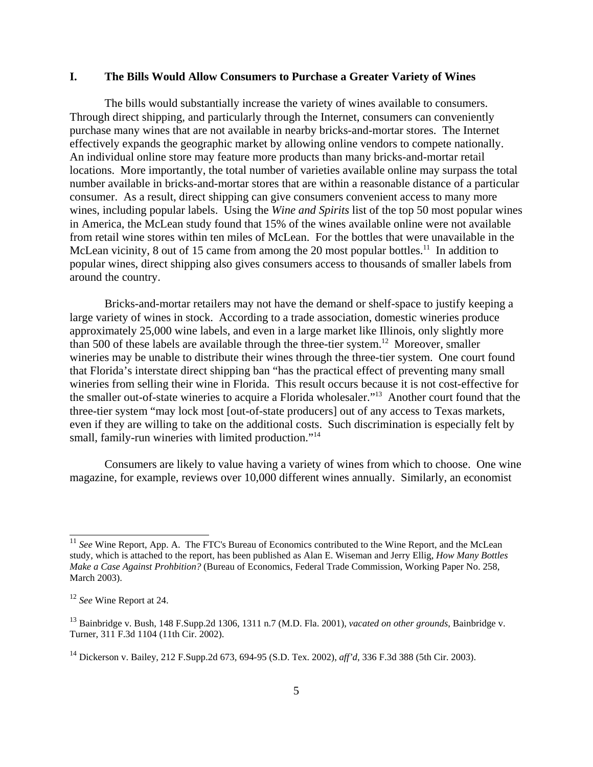## I. The Bills Would Allow Consumers to Purchase a Greater Variety of Wines

The bills would substantially increase the variety of wines available to consumers. Through direct shipping, and particularly through the Internet, consumers can conveniently purchase many wines that are not available in nearby bricks-and-mortar stores. The Internet effectively expands the geographic market by allowing online vendors to compete nationally. An individual online store may feature more products than many bricks-and-mortar retail locations. More importantly, the total number of varieties available online may surpass the total number available in bricks-and-mortar stores that are within a reasonable distance of a particular consumer. As a result, direct shipping can give consumers convenient access to many more wines, including popular labels. Using the *Wine and Spirits* list of the top 50 most popular wines in America, the McLean study found that 15% of the wines available online were not available from retail wine stores within ten miles of McLean. For the bottles that were unavailable in the McLean vicinity, 8 out of 15 came from among the 20 most popular bottles.[11] In addition to popular wines, direct shipping also gives consumers access to thousands of smaller labels from around the country.

Bricks-and-mortar retailers may not have the demand or shelf-space to justify keeping a large variety of wines in stock. According to a trade association, domestic wineries produce approximately 25,000 wine labels, and even in a large market like Illinois, only slightly more than 500 of these labels are available through the three-tier system.[12] Moreover, smaller wineries may be unable to distribute their wines through the three-tier system. One court found that Florida's interstate direct shipping ban "has the practical effect of preventing many small wineries from selling their wine in Florida. This result occurs because it is not cost-effective for the smaller out-of-state wineries to acquire a Florida wholesaler."[13] Another court found that the three-tier system "may lock most [out-of-state producers] out of any access to Texas markets, even if they are willing to take on the additional costs. Such discrimination is especially felt by small, family-run wineries with limited production."[14]

Consumers are likely to value having a variety of wines from which to choose. One wine magazine, for example, reviews over 10,000 different wines annually. Similarly, an economist

---

[11] *See* Wine Report, App. A. The FTC's Bureau of Economics contributed to the Wine Report, and the McLean study, which is attached to the report, has been published as Alan E. Wiseman and Jerry Ellig, *How Many Bottles Make a Case Against Prohibition?* (Bureau of Economics, Federal Trade Commission, Working Paper No. 258, March 2003).

[12] *See* Wine Report at 24.

[13] Bainbridge v. Bush, 148 F.Supp.2d 1306, 1311 n.7 (M.D. Fla. 2001), *vacated on other grounds*, Bainbridge v. Turner, 311 F.3d 1104 (11th Cir. 2002).

[14] Dickerson v. Bailey, 212 F.Supp.2d 673, 694-95 (S.D. Tex. 2002), *aff'd*, 336 F.3d 388 (5th Cir. 2003).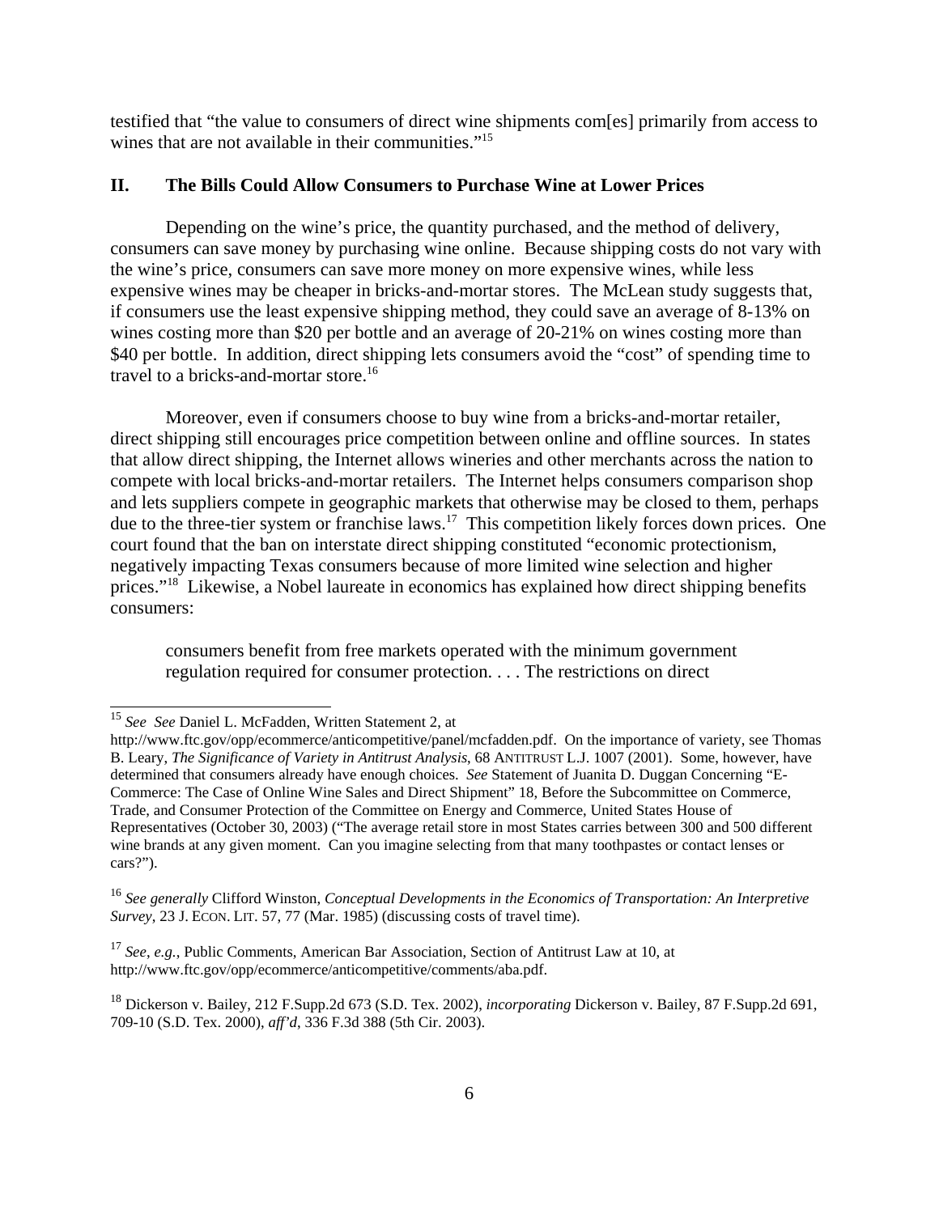testified that "the value to consumers of direct wine shipments com[es] primarily from access to wines that are not available in their communities."[15]

## II. The Bills Could Allow Consumers to Purchase Wine at Lower Prices

Depending on the wine's price, the quantity purchased, and the method of delivery, consumers can save money by purchasing wine online. Because shipping costs do not vary with the wine's price, consumers can save more money on more expensive wines, while less expensive wines may be cheaper in bricks-and-mortar stores. The McLean study suggests that, if consumers use the least expensive shipping method, they could save an average of 8-13% on wines costing more than \$20 per bottle and an average of 20-21% on wines costing more than \$40 per bottle. In addition, direct shipping lets consumers avoid the "cost" of spending time to travel to a bricks-and-mortar store.[16]

Moreover, even if consumers choose to buy wine from a bricks-and-mortar retailer, direct shipping still encourages price competition between online and offline sources. In states that allow direct shipping, the Internet allows wineries and other merchants across the nation to compete with local bricks-and-mortar retailers. The Internet helps consumers comparison shop and lets suppliers compete in geographic markets that otherwise may be closed to them, perhaps due to the three-tier system or franchise laws.[17] This competition likely forces down prices. One court found that the ban on interstate direct shipping constituted "economic protectionism, negatively impacting Texas consumers because of more limited wine selection and higher prices."[18] Likewise, a Nobel laureate in economics has explained how direct shipping benefits consumers:

> consumers benefit from free markets operated with the minimum government regulation required for consumer protection. . . . The restrictions on direct

---

[15] *See See* Daniel L. McFadden, Written Statement 2, at http://www.ftc.gov/opp/ecommerce/anticompetitive/panel/mcfadden.pdf. On the importance of variety, see Thomas B. Leary, *The Significance of Variety in Antitrust Analysis*, 68 ANTITRUST L.J. 1007 (2001). Some, however, have determined that consumers already have enough choices. *See* Statement of Juanita D. Duggan Concerning "E-Commerce: The Case of Online Wine Sales and Direct Shipment" 18, Before the Subcommittee on Commerce, Trade, and Consumer Protection of the Committee on Energy and Commerce, United States House of Representatives (October 30, 2003) ("The average retail store in most States carries between 300 and 500 different wine brands at any given moment. Can you imagine selecting from that many toothpastes or contact lenses or cars?").

[16] *See generally* Clifford Winston, *Conceptual Developments in the Economics of Transportation: An Interpretive Survey*, 23 J. ECON. LIT. 57, 77 (Mar. 1985) (discussing costs of travel time).

[17] *See, e.g.*, Public Comments, American Bar Association, Section of Antitrust Law at 10, at http://www.ftc.gov/opp/ecommerce/anticompetitive/comments/aba.pdf.

[18] Dickerson v. Bailey, 212 F.Supp.2d 673 (S.D. Tex. 2002), *incorporating* Dickerson v. Bailey, 87 F.Supp.2d 691, 709-10 (S.D. Tex. 2000), *aff'd*, 336 F.3d 388 (5th Cir. 2003).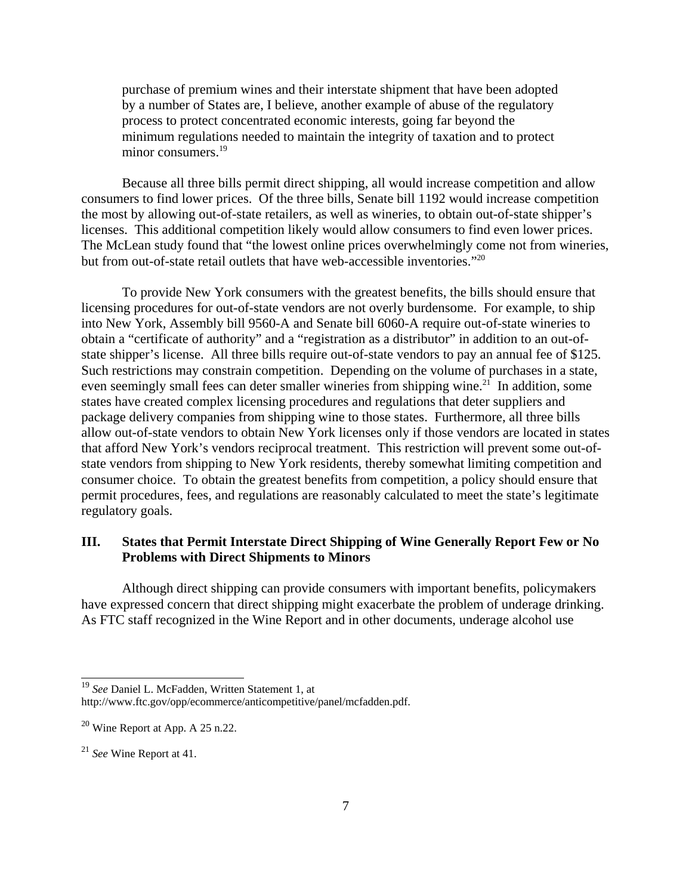> purchase of premium wines and their interstate shipment that have been adopted by a number of States are, I believe, another example of abuse of the regulatory process to protect concentrated economic interests, going far beyond the minimum regulations needed to maintain the integrity of taxation and to protect minor consumers.[19]

Because all three bills permit direct shipping, all would increase competition and allow consumers to find lower prices. Of the three bills, Senate bill 1192 would increase competition the most by allowing out-of-state retailers, as well as wineries, to obtain out-of-state shipper's licenses. This additional competition likely would allow consumers to find even lower prices. The McLean study found that "the lowest online prices overwhelmingly come not from wineries, but from out-of-state retail outlets that have web-accessible inventories."[20]

To provide New York consumers with the greatest benefits, the bills should ensure that licensing procedures for out-of-state vendors are not overly burdensome. For example, to ship into New York, Assembly bill 9560-A and Senate bill 6060-A require out-of-state wineries to obtain a "certificate of authority" and a "registration as a distributor" in addition to an out-of-state shipper's license. All three bills require out-of-state vendors to pay an annual fee of $125. Such restrictions may constrain competition. Depending on the volume of purchases in a state, even seemingly small fees can deter smaller wineries from shipping wine.[21] In addition, some states have created complex licensing procedures and regulations that deter suppliers and package delivery companies from shipping wine to those states. Furthermore, all three bills allow out-of-state vendors to obtain New York licenses only if those vendors are located in states that afford New York's vendors reciprocal treatment. This restriction will prevent some out-of-state vendors from shipping to New York residents, thereby somewhat limiting competition and consumer choice. To obtain the greatest benefits from competition, a policy should ensure that permit procedures, fees, and regulations are reasonably calculated to meet the state's legitimate regulatory goals.

## III. States that Permit Interstate Direct Shipping of Wine Generally Report Few or No Problems with Direct Shipments to Minors

Although direct shipping can provide consumers with important benefits, policymakers have expressed concern that direct shipping might exacerbate the problem of underage drinking. As FTC staff recognized in the Wine Report and in other documents, underage alcohol use

---

[19] *See* Daniel L. McFadden, Written Statement 1, at http://www.ftc.gov/opp/ecommerce/anticompetitive/panel/mcfadden.pdf.

[20] Wine Report at App. A 25 n.22.

[21] *See* Wine Report at 41.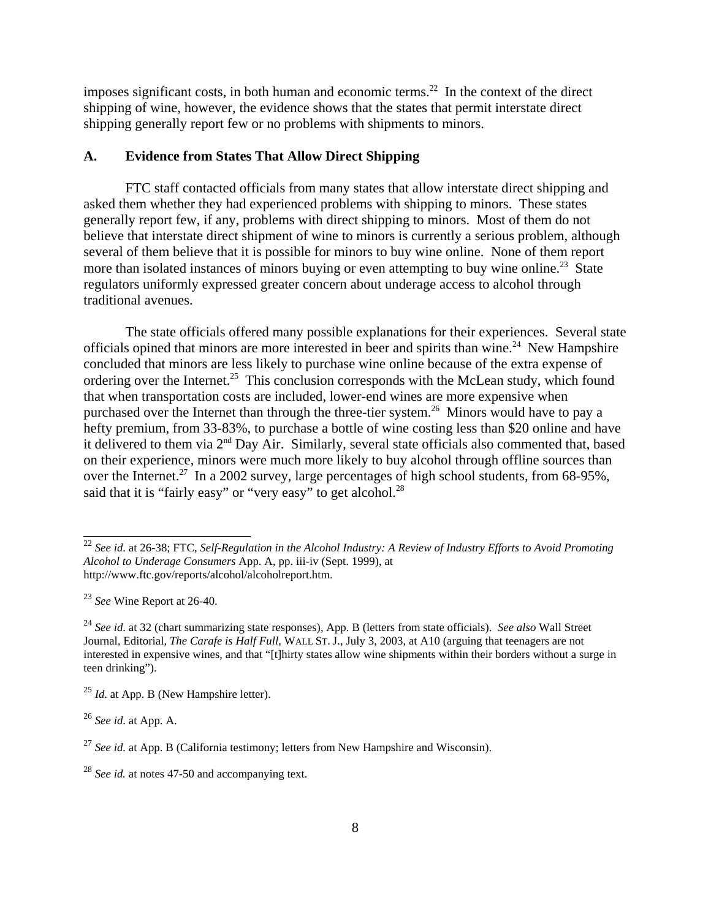imposes significant costs, in both human and economic terms.[22] In the context of the direct shipping of wine, however, the evidence shows that the states that permit interstate direct shipping generally report few or no problems with shipments to minors.

### A. Evidence from States That Allow Direct Shipping

FTC staff contacted officials from many states that allow interstate direct shipping and asked them whether they had experienced problems with shipping to minors. These states generally report few, if any, problems with direct shipping to minors. Most of them do not believe that interstate direct shipment of wine to minors is currently a serious problem, although several of them believe that it is possible for minors to buy wine online. None of them report more than isolated instances of minors buying or even attempting to buy wine online.[23] State regulators uniformly expressed greater concern about underage access to alcohol through traditional avenues.

The state officials offered many possible explanations for their experiences. Several state officials opined that minors are more interested in beer and spirits than wine.[24] New Hampshire concluded that minors are less likely to purchase wine online because of the extra expense of ordering over the Internet.[25] This conclusion corresponds with the McLean study, which found that when transportation costs are included, lower-end wines are more expensive when purchased over the Internet than through the three-tier system.[26] Minors would have to pay a hefty premium, from 33-83%, to purchase a bottle of wine costing less than $20 online and have it delivered to them via 2nd Day Air. Similarly, several state officials also commented that, based on their experience, minors were much more likely to buy alcohol through offline sources than over the Internet.[27] In a 2002 survey, large percentages of high school students, from 68-95%, said that it is "fairly easy" or "very easy" to get alcohol.[28]

---

[22] *See id.* at 26-38; FTC, *Self-Regulation in the Alcohol Industry: A Review of Industry Efforts to Avoid Promoting Alcohol to Underage Consumers* App. A, pp. iii-iv (Sept. 1999), at http://www.ftc.gov/reports/alcohol/alcoholreport.htm.

[23] *See* Wine Report at 26-40.

[24] *See id.* at 32 (chart summarizing state responses), App. B (letters from state officials). *See also* Wall Street Journal, Editorial, *The Carafe is Half Full*, WALL ST. J., July 3, 2003, at A10 (arguing that teenagers are not interested in expensive wines, and that "[t]hirty states allow wine shipments within their borders without a surge in teen drinking").

[25] *Id.* at App. B (New Hampshire letter).

[26] *See id.* at App. A.

[27] *See id.* at App. B (California testimony; letters from New Hampshire and Wisconsin).

[28] *See id.* at notes 47-50 and accompanying text.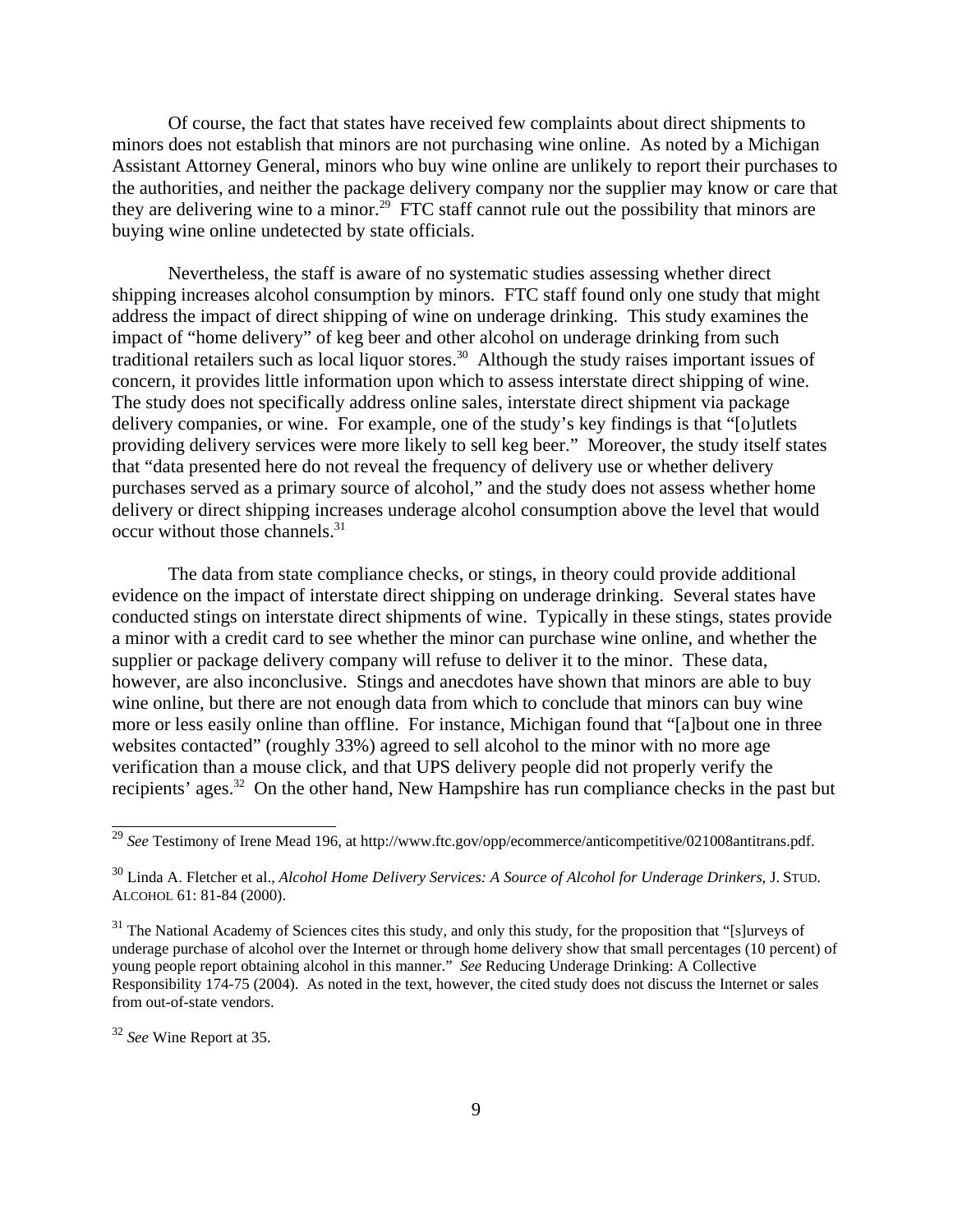Of course, the fact that states have received few complaints about direct shipments to minors does not establish that minors are not purchasing wine online. As noted by a Michigan Assistant Attorney General, minors who buy wine online are unlikely to report their purchases to the authorities, and neither the package delivery company nor the supplier may know or care that they are delivering wine to a minor.[29] FTC staff cannot rule out the possibility that minors are buying wine online undetected by state officials.

Nevertheless, the staff is aware of no systematic studies assessing whether direct shipping increases alcohol consumption by minors. FTC staff found only one study that might address the impact of direct shipping of wine on underage drinking. This study examines the impact of "home delivery" of keg beer and other alcohol on underage drinking from such traditional retailers such as local liquor stores.[30] Although the study raises important issues of concern, it provides little information upon which to assess interstate direct shipping of wine. The study does not specifically address online sales, interstate direct shipment via package delivery companies, or wine. For example, one of the study's key findings is that "[o]utlets providing delivery services were more likely to sell keg beer." Moreover, the study itself states that "data presented here do not reveal the frequency of delivery use or whether delivery purchases served as a primary source of alcohol," and the study does not assess whether home delivery or direct shipping increases underage alcohol consumption above the level that would occur without those channels.[31]

The data from state compliance checks, or stings, in theory could provide additional evidence on the impact of interstate direct shipping on underage drinking. Several states have conducted stings on interstate direct shipments of wine. Typically in these stings, states provide a minor with a credit card to see whether the minor can purchase wine online, and whether the supplier or package delivery company will refuse to deliver it to the minor. These data, however, are also inconclusive. Stings and anecdotes have shown that minors are able to buy wine online, but there are not enough data from which to conclude that minors can buy wine more or less easily online than offline. For instance, Michigan found that "[a]bout one in three websites contacted" (roughly 33%) agreed to sell alcohol to the minor with no more age verification than a mouse click, and that UPS delivery people did not properly verify the recipients' ages.[32] On the other hand, New Hampshire has run compliance checks in the past but

---

[29] *See* Testimony of Irene Mead 196, at http://www.ftc.gov/opp/ecommerce/anticompetitive/021008antitrans.pdf.

[30] Linda A. Fletcher et al., *Alcohol Home Delivery Services: A Source of Alcohol for Underage Drinkers*, J. STUD. ALCOHOL 61: 81-84 (2000).

[31] The National Academy of Sciences cites this study, and only this study, for the proposition that "[s]urveys of underage purchase of alcohol over the Internet or through home delivery show that small percentages (10 percent) of young people report obtaining alcohol in this manner." *See* Reducing Underage Drinking: A Collective Responsibility 174-75 (2004). As noted in the text, however, the cited study does not discuss the Internet or sales from out-of-state vendors.

[32] *See* Wine Report at 35.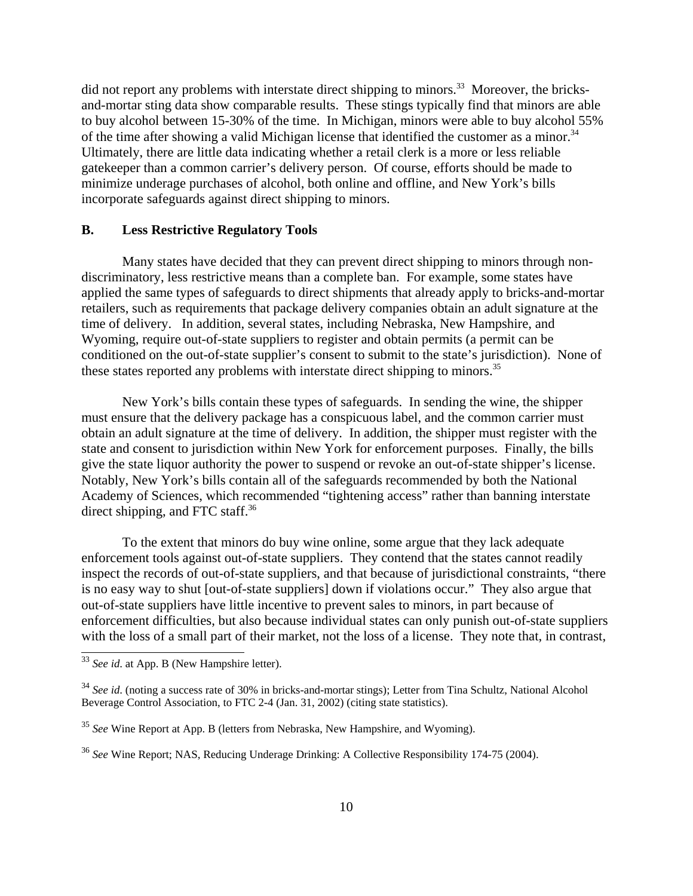did not report any problems with interstate direct shipping to minors.[33] Moreover, the bricks-and-mortar sting data show comparable results. These stings typically find that minors are able to buy alcohol between 15-30% of the time. In Michigan, minors were able to buy alcohol 55% of the time after showing a valid Michigan license that identified the customer as a minor.[34] Ultimately, there are little data indicating whether a retail clerk is a more or less reliable gatekeeper than a common carrier's delivery person. Of course, efforts should be made to minimize underage purchases of alcohol, both online and offline, and New York's bills incorporate safeguards against direct shipping to minors.

### B. Less Restrictive Regulatory Tools

Many states have decided that they can prevent direct shipping to minors through non-discriminatory, less restrictive means than a complete ban. For example, some states have applied the same types of safeguards to direct shipments that already apply to bricks-and-mortar retailers, such as requirements that package delivery companies obtain an adult signature at the time of delivery. In addition, several states, including Nebraska, New Hampshire, and Wyoming, require out-of-state suppliers to register and obtain permits (a permit can be conditioned on the out-of-state supplier's consent to submit to the state's jurisdiction). None of these states reported any problems with interstate direct shipping to minors.[35]

New York's bills contain these types of safeguards. In sending the wine, the shipper must ensure that the delivery package has a conspicuous label, and the common carrier must obtain an adult signature at the time of delivery. In addition, the shipper must register with the state and consent to jurisdiction within New York for enforcement purposes. Finally, the bills give the state liquor authority the power to suspend or revoke an out-of-state shipper's license. Notably, New York's bills contain all of the safeguards recommended by both the National Academy of Sciences, which recommended "tightening access" rather than banning interstate direct shipping, and FTC staff.[36]

To the extent that minors do buy wine online, some argue that they lack adequate enforcement tools against out-of-state suppliers. They contend that the states cannot readily inspect the records of out-of-state suppliers, and that because of jurisdictional constraints, "there is no easy way to shut [out-of-state suppliers] down if violations occur." They also argue that out-of-state suppliers have little incentive to prevent sales to minors, in part because of enforcement difficulties, but also because individual states can only punish out-of-state suppliers with the loss of a small part of their market, not the loss of a license. They note that, in contrast,

---

[33] *See id.* at App. B (New Hampshire letter).

[34] *See id.* (noting a success rate of 30% in bricks-and-mortar stings); Letter from Tina Schultz, National Alcohol Beverage Control Association, to FTC 2-4 (Jan. 31, 2002) (citing state statistics).

[35] *See* Wine Report at App. B (letters from Nebraska, New Hampshire, and Wyoming).

[36] *See* Wine Report; NAS, Reducing Underage Drinking: A Collective Responsibility 174-75 (2004).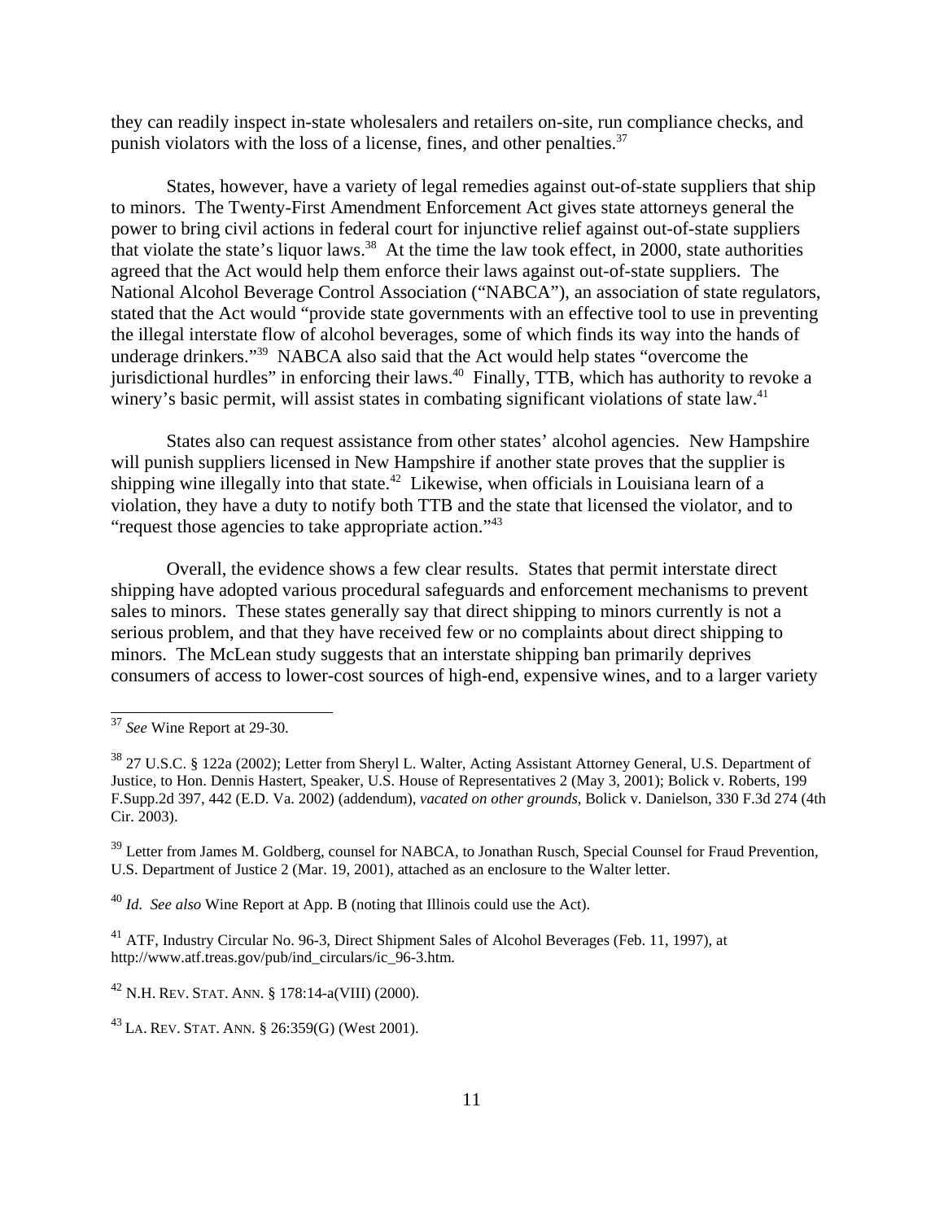they can readily inspect in-state wholesalers and retailers on-site, run compliance checks, and punish violators with the loss of a license, fines, and other penalties.[37]

States, however, have a variety of legal remedies against out-of-state suppliers that ship to minors. The Twenty-First Amendment Enforcement Act gives state attorneys general the power to bring civil actions in federal court for injunctive relief against out-of-state suppliers that violate the state's liquor laws.[38] At the time the law took effect, in 2000, state authorities agreed that the Act would help them enforce their laws against out-of-state suppliers. The National Alcohol Beverage Control Association ("NABCA"), an association of state regulators, stated that the Act would "provide state governments with an effective tool to use in preventing the illegal interstate flow of alcohol beverages, some of which finds its way into the hands of underage drinkers."[39] NABCA also said that the Act would help states "overcome the jurisdictional hurdles" in enforcing their laws.[40] Finally, TTB, which has authority to revoke a winery's basic permit, will assist states in combating significant violations of state law.[41]

States also can request assistance from other states' alcohol agencies. New Hampshire will punish suppliers licensed in New Hampshire if another state proves that the supplier is shipping wine illegally into that state.[42] Likewise, when officials in Louisiana learn of a violation, they have a duty to notify both TTB and the state that licensed the violator, and to "request those agencies to take appropriate action."[43]

Overall, the evidence shows a few clear results. States that permit interstate direct shipping have adopted various procedural safeguards and enforcement mechanisms to prevent sales to minors. These states generally say that direct shipping to minors currently is not a serious problem, and that they have received few or no complaints about direct shipping to minors. The McLean study suggests that an interstate shipping ban primarily deprives consumers of access to lower-cost sources of high-end, expensive wines, and to a larger variety

---

[37] *See* Wine Report at 29-30.

[38] 27 U.S.C. § 122a (2002); Letter from Sheryl L. Walter, Acting Assistant Attorney General, U.S. Department of Justice, to Hon. Dennis Hastert, Speaker, U.S. House of Representatives 2 (May 3, 2001); Bolick v. Roberts, 199 F.Supp.2d 397, 442 (E.D. Va. 2002) (addendum), *vacated on other grounds*, Bolick v. Danielson, 330 F.3d 274 (4th Cir. 2003).

[39] Letter from James M. Goldberg, counsel for NABCA, to Jonathan Rusch, Special Counsel for Fraud Prevention, U.S. Department of Justice 2 (Mar. 19, 2001), attached as an enclosure to the Walter letter.

[40] *Id. See also* Wine Report at App. B (noting that Illinois could use the Act).

[41] ATF, Industry Circular No. 96-3, Direct Shipment Sales of Alcohol Beverages (Feb. 11, 1997), at http://www.atf.treas.gov/pub/ind_circulars/ic_96-3.htm.

[42] N.H. REV. STAT. ANN. § 178:14-a(VIII) (2000).

[43] LA. REV. STAT. ANN. § 26:359(G) (West 2001).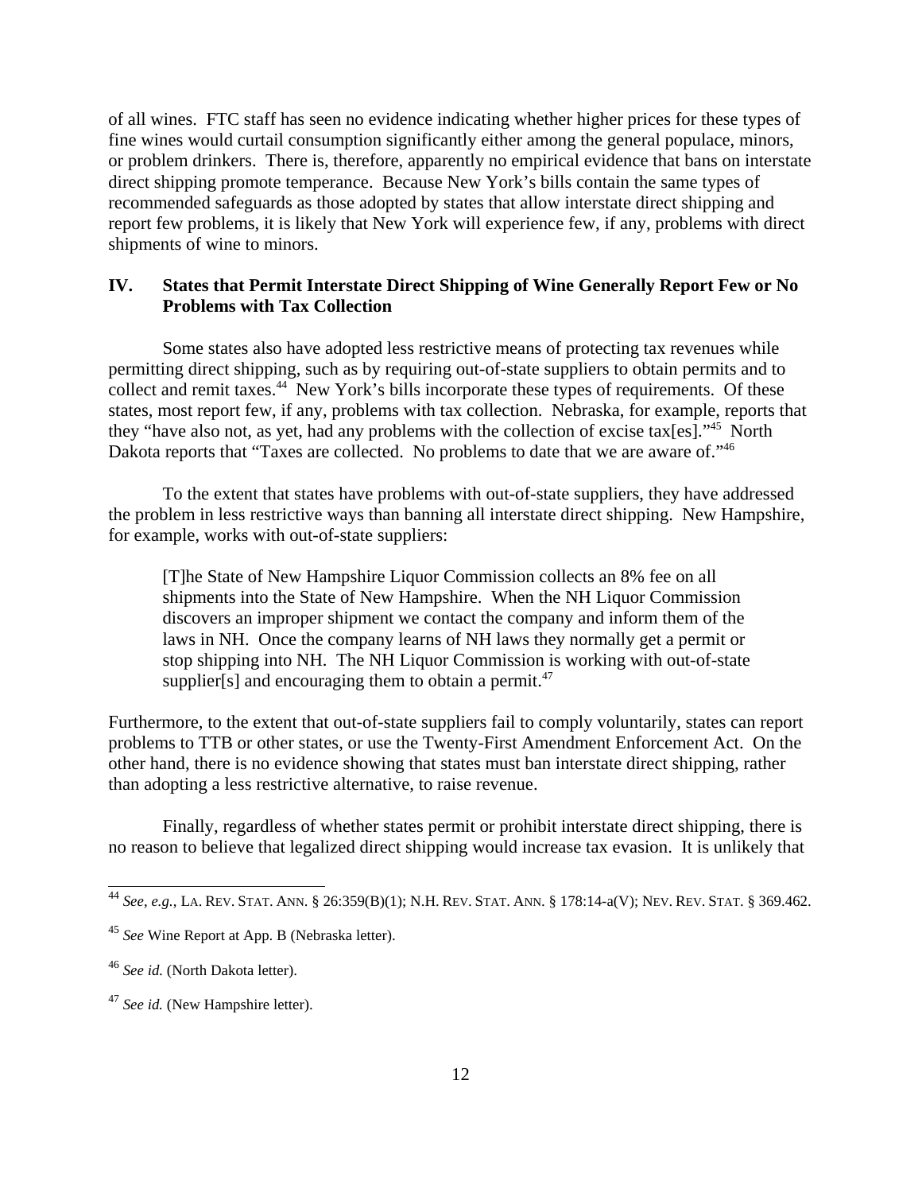of all wines. FTC staff has seen no evidence indicating whether higher prices for these types of fine wines would curtail consumption significantly either among the general populace, minors, or problem drinkers. There is, therefore, apparently no empirical evidence that bans on interstate direct shipping promote temperance. Because New York's bills contain the same types of recommended safeguards as those adopted by states that allow interstate direct shipping and report few problems, it is likely that New York will experience few, if any, problems with direct shipments of wine to minors.

## IV. States that Permit Interstate Direct Shipping of Wine Generally Report Few or No Problems with Tax Collection

Some states also have adopted less restrictive means of protecting tax revenues while permitting direct shipping, such as by requiring out-of-state suppliers to obtain permits and to collect and remit taxes.[44] New York's bills incorporate these types of requirements. Of these states, most report few, if any, problems with tax collection. Nebraska, for example, reports that they "have also not, as yet, had any problems with the collection of excise tax[es]."[45] North Dakota reports that "Taxes are collected. No problems to date that we are aware of."[46]

To the extent that states have problems with out-of-state suppliers, they have addressed the problem in less restrictive ways than banning all interstate direct shipping. New Hampshire, for example, works with out-of-state suppliers:

> [T]he State of New Hampshire Liquor Commission collects an 8% fee on all shipments into the State of New Hampshire. When the NH Liquor Commission discovers an improper shipment we contact the company and inform them of the laws in NH. Once the company learns of NH laws they normally get a permit or stop shipping into NH. The NH Liquor Commission is working with out-of-state supplier[s] and encouraging them to obtain a permit.[47]

Furthermore, to the extent that out-of-state suppliers fail to comply voluntarily, states can report problems to TTB or other states, or use the Twenty-First Amendment Enforcement Act. On the other hand, there is no evidence showing that states must ban interstate direct shipping, rather than adopting a less restrictive alternative, to raise revenue.

Finally, regardless of whether states permit or prohibit interstate direct shipping, there is no reason to believe that legalized direct shipping would increase tax evasion. It is unlikely that

---

[44] *See, e.g.*, LA. REV. STAT. ANN. § 26:359(B)(1); N.H. REV. STAT. ANN. § 178:14-a(V); NEV. REV. STAT. § 369.462.

[45] *See* Wine Report at App. B (Nebraska letter).

[46] *See id.* (North Dakota letter).

[47] *See id.* (New Hampshire letter).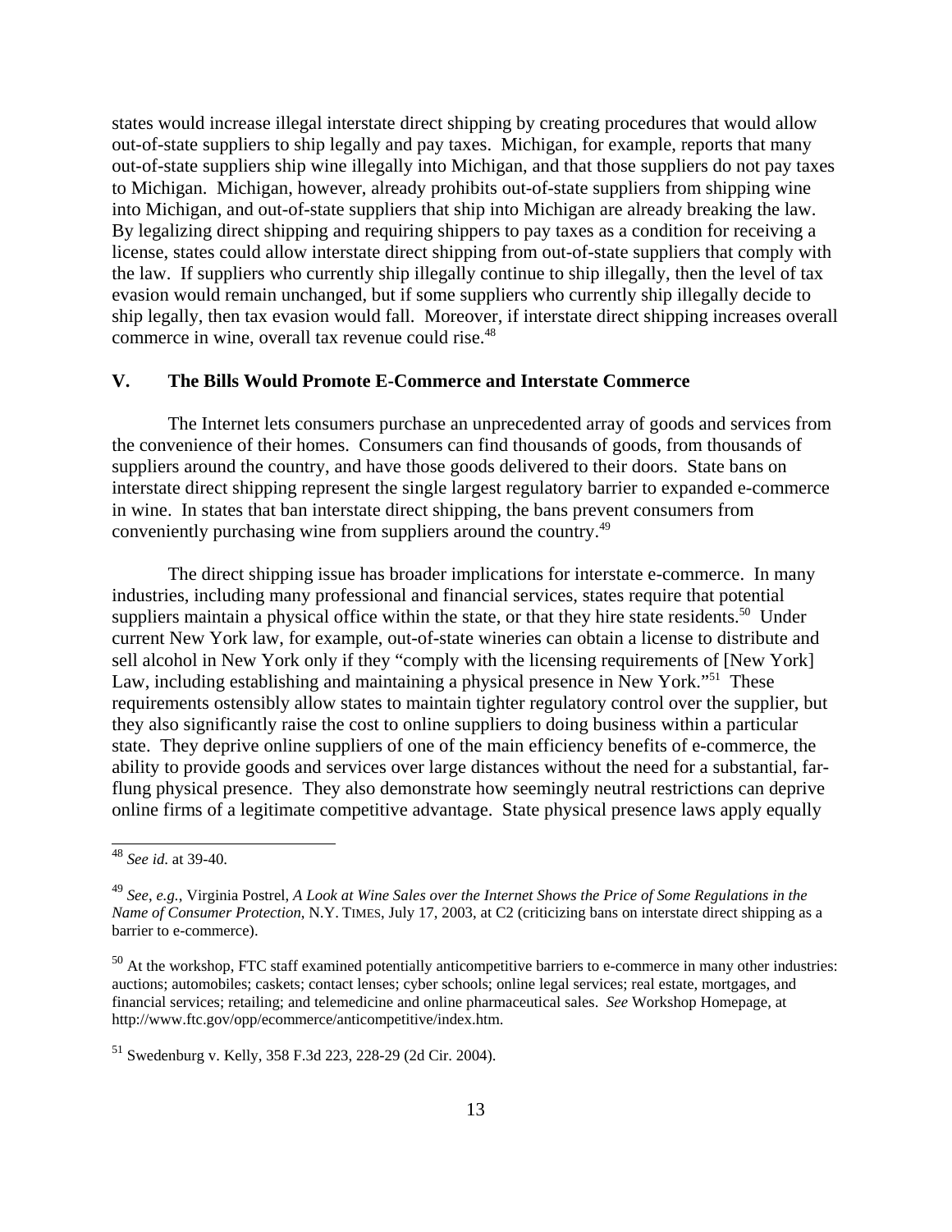states would increase illegal interstate direct shipping by creating procedures that would allow out-of-state suppliers to ship legally and pay taxes. Michigan, for example, reports that many out-of-state suppliers ship wine illegally into Michigan, and that those suppliers do not pay taxes to Michigan. Michigan, however, already prohibits out-of-state suppliers from shipping wine into Michigan, and out-of-state suppliers that ship into Michigan are already breaking the law. By legalizing direct shipping and requiring shippers to pay taxes as a condition for receiving a license, states could allow interstate direct shipping from out-of-state suppliers that comply with the law. If suppliers who currently ship illegally continue to ship illegally, then the level of tax evasion would remain unchanged, but if some suppliers who currently ship illegally decide to ship legally, then tax evasion would fall. Moreover, if interstate direct shipping increases overall commerce in wine, overall tax revenue could rise.[48]

## V. The Bills Would Promote E-Commerce and Interstate Commerce

The Internet lets consumers purchase an unprecedented array of goods and services from the convenience of their homes. Consumers can find thousands of goods, from thousands of suppliers around the country, and have those goods delivered to their doors. State bans on interstate direct shipping represent the single largest regulatory barrier to expanded e-commerce in wine. In states that ban interstate direct shipping, the bans prevent consumers from conveniently purchasing wine from suppliers around the country.[49]

The direct shipping issue has broader implications for interstate e-commerce. In many industries, including many professional and financial services, states require that potential suppliers maintain a physical office within the state, or that they hire state residents.[50] Under current New York law, for example, out-of-state wineries can obtain a license to distribute and sell alcohol in New York only if they "comply with the licensing requirements of [New York] Law, including establishing and maintaining a physical presence in New York."[51] These requirements ostensibly allow states to maintain tighter regulatory control over the supplier, but they also significantly raise the cost to online suppliers to doing business within a particular state. They deprive online suppliers of one of the main efficiency benefits of e-commerce, the ability to provide goods and services over large distances without the need for a substantial, far-flung physical presence. They also demonstrate how seemingly neutral restrictions can deprive online firms of a legitimate competitive advantage. State physical presence laws apply equally

---

[48] *See id.* at 39-40.

[49] *See, e.g.*, Virginia Postrel, *A Look at Wine Sales over the Internet Shows the Price of Some Regulations in the Name of Consumer Protection*, N.Y. TIMES, July 17, 2003, at C2 (criticizing bans on interstate direct shipping as a barrier to e-commerce).

[50] At the workshop, FTC staff examined potentially anticompetitive barriers to e-commerce in many other industries: auctions; automobiles; caskets; contact lenses; cyber schools; online legal services; real estate, mortgages, and financial services; retailing; and telemedicine and online pharmaceutical sales. *See* Workshop Homepage, at http://www.ftc.gov/opp/ecommerce/anticompetitive/index.htm.

[51] Swedenburg v. Kelly, 358 F.3d 223, 228-29 (2d Cir. 2004).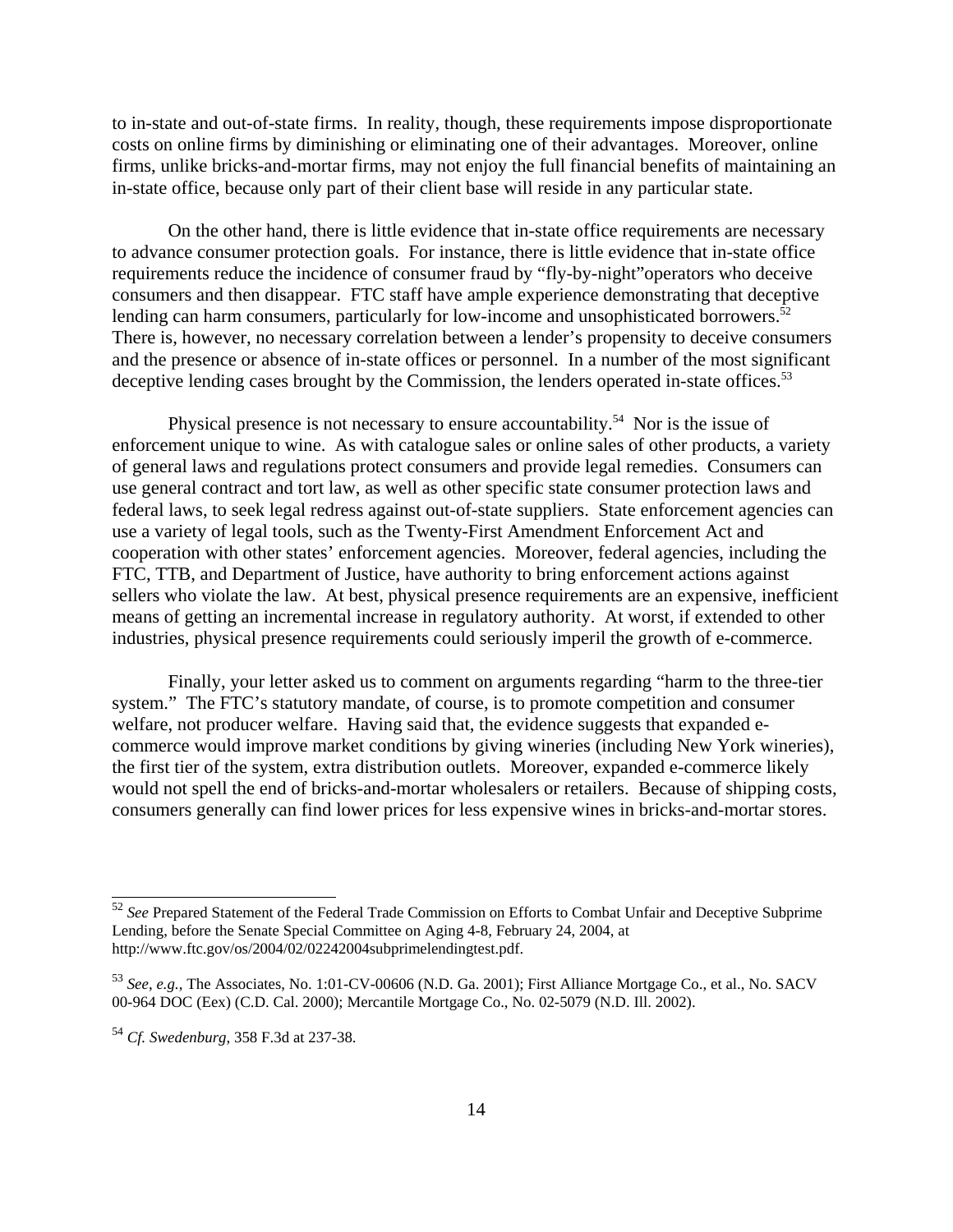to in-state and out-of-state firms. In reality, though, these requirements impose disproportionate costs on online firms by diminishing or eliminating one of their advantages. Moreover, online firms, unlike bricks-and-mortar firms, may not enjoy the full financial benefits of maintaining an in-state office, because only part of their client base will reside in any particular state.

On the other hand, there is little evidence that in-state office requirements are necessary to advance consumer protection goals. For instance, there is little evidence that in-state office requirements reduce the incidence of consumer fraud by "fly-by-night"operators who deceive consumers and then disappear. FTC staff have ample experience demonstrating that deceptive lending can harm consumers, particularly for low-income and unsophisticated borrowers.[52] There is, however, no necessary correlation between a lender's propensity to deceive consumers and the presence or absence of in-state offices or personnel. In a number of the most significant deceptive lending cases brought by the Commission, the lenders operated in-state offices.[53]

Physical presence is not necessary to ensure accountability.[54] Nor is the issue of enforcement unique to wine. As with catalogue sales or online sales of other products, a variety of general laws and regulations protect consumers and provide legal remedies. Consumers can use general contract and tort law, as well as other specific state consumer protection laws and federal laws, to seek legal redress against out-of-state suppliers. State enforcement agencies can use a variety of legal tools, such as the Twenty-First Amendment Enforcement Act and cooperation with other states' enforcement agencies. Moreover, federal agencies, including the FTC, TTB, and Department of Justice, have authority to bring enforcement actions against sellers who violate the law. At best, physical presence requirements are an expensive, inefficient means of getting an incremental increase in regulatory authority. At worst, if extended to other industries, physical presence requirements could seriously imperil the growth of e-commerce.

Finally, your letter asked us to comment on arguments regarding "harm to the three-tier system." The FTC's statutory mandate, of course, is to promote competition and consumer welfare, not producer welfare. Having said that, the evidence suggests that expanded e-commerce would improve market conditions by giving wineries (including New York wineries), the first tier of the system, extra distribution outlets. Moreover, expanded e-commerce likely would not spell the end of bricks-and-mortar wholesalers or retailers. Because of shipping costs, consumers generally can find lower prices for less expensive wines in bricks-and-mortar stores.

---

[52] *See* Prepared Statement of the Federal Trade Commission on Efforts to Combat Unfair and Deceptive Subprime Lending, before the Senate Special Committee on Aging 4-8, February 24, 2004, at http://www.ftc.gov/os/2004/02/02242004subprimelendingtest.pdf.

[53] *See, e.g.,* The Associates, No. 1:01-CV-00606 (N.D. Ga. 2001); First Alliance Mortgage Co., et al., No. SACV 00-964 DOC (Eex) (C.D. Cal. 2000); Mercantile Mortgage Co., No. 02-5079 (N.D. Ill. 2002).

[54] *Cf. Swedenburg*, 358 F.3d at 237-38.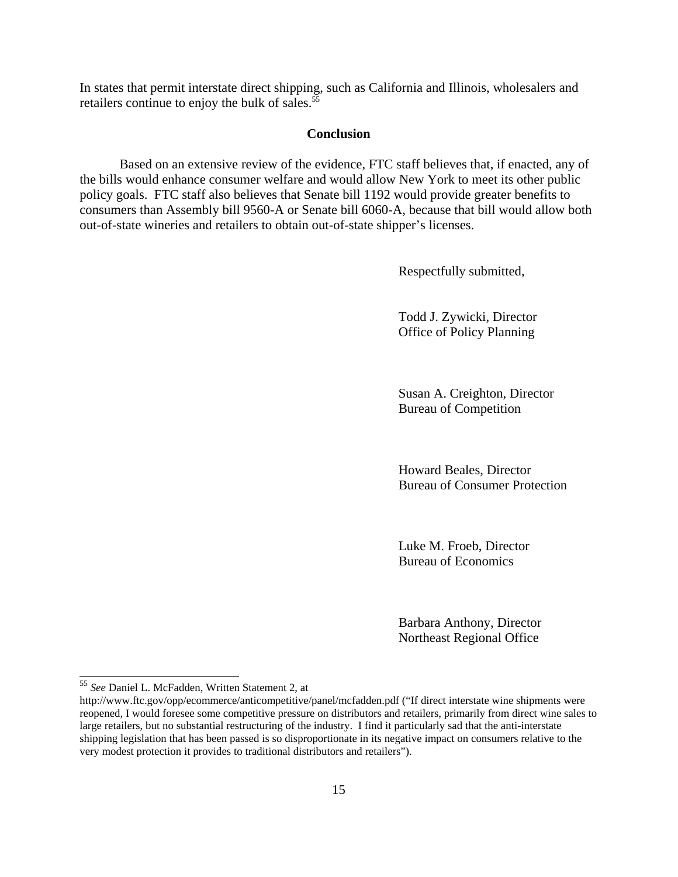In states that permit interstate direct shipping, such as California and Illinois, wholesalers and retailers continue to enjoy the bulk of sales.[55]

## Conclusion

Based on an extensive review of the evidence, FTC staff believes that, if enacted, any of the bills would enhance consumer welfare and would allow New York to meet its other public policy goals. FTC staff also believes that Senate bill 1192 would provide greater benefits to consumers than Assembly bill 9560-A or Senate bill 6060-A, because that bill would allow both out-of-state wineries and retailers to obtain out-of-state shipper's licenses.

Respectfully submitted,

Todd J. Zywicki, Director
Office of Policy Planning

Susan A. Creighton, Director
Bureau of Competition

Howard Beales, Director
Bureau of Consumer Protection

Luke M. Froeb, Director
Bureau of Economics

Barbara Anthony, Director
Northeast Regional Office

---

[55] *See* Daniel L. McFadden, Written Statement 2, at http://www.ftc.gov/opp/ecommerce/anticompetitive/panel/mcfadden.pdf ("If direct interstate wine shipments were reopened, I would foresee some competitive pressure on distributors and retailers, primarily from direct wine sales to large retailers, but no substantial restructuring of the industry. I find it particularly sad that the anti-interstate shipping legislation that has been passed is so disproportionate in its negative impact on consumers relative to the very modest protection it provides to traditional distributors and retailers").